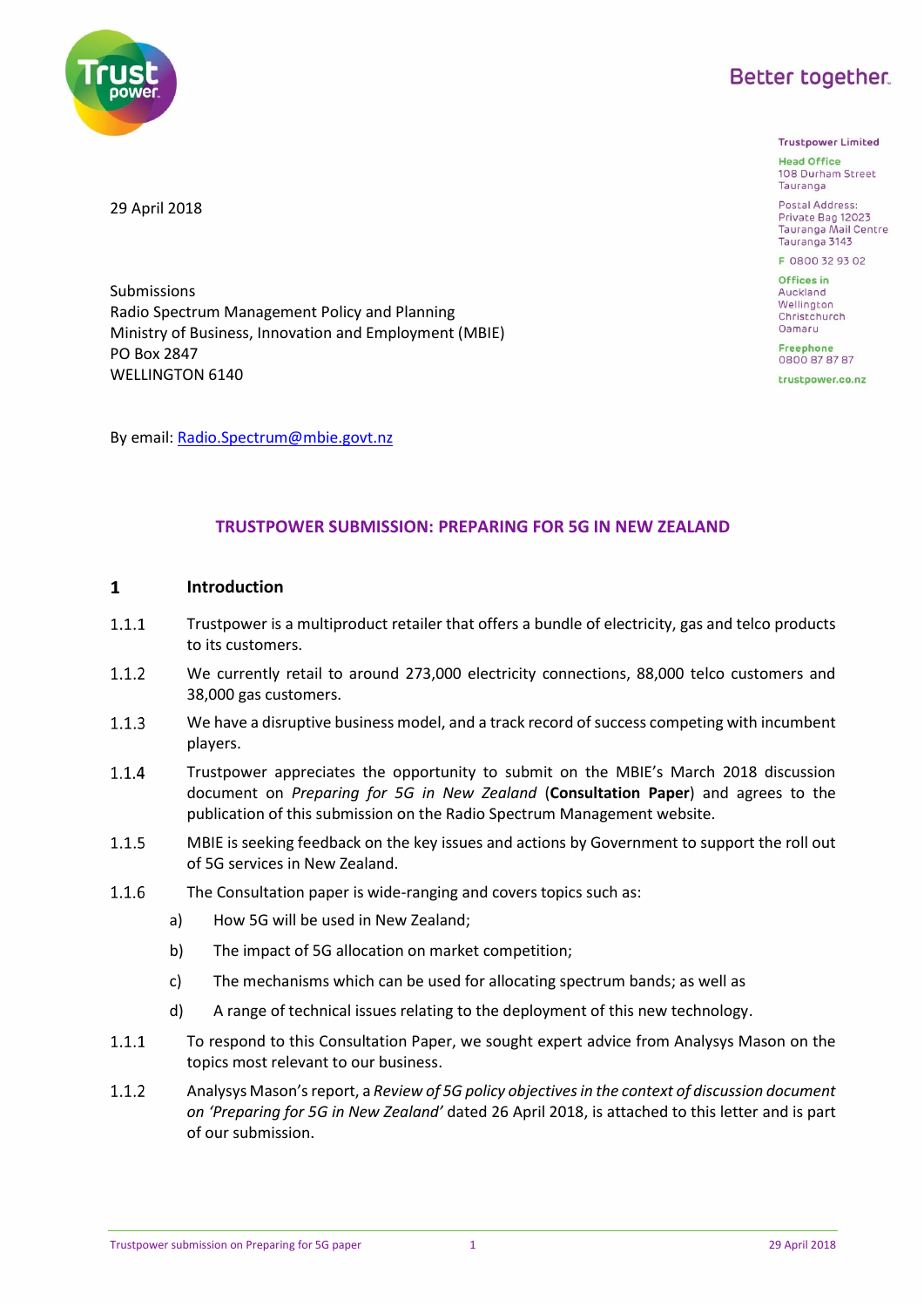Better together.

**Trustpower Limited**

**Head Office**
108 Durham Street
Tauranga

Postal Address:
Private Bag 12023
Tauranga Mail Centre
Tauranga 3143

F 0800 32 93 02

**Offices in**
Auckland
Wellington
Christchurch
Oamaru

**Freephone**
0800 87 87 87

trustpower.co.nz

29 April 2018

Submissions
Radio Spectrum Management Policy and Planning
Ministry of Business, Innovation and Employment (MBIE)
PO Box 2847
WELLINGTON 6140

By email: Radio.Spectrum@mbie.govt.nz

## TRUSTPOWER SUBMISSION: PREPARING FOR 5G IN NEW ZEALAND

## 1 Introduction

1.1.1 Trustpower is a multiproduct retailer that offers a bundle of electricity, gas and telco products to its customers.

1.1.2 We currently retail to around 273,000 electricity connections, 88,000 telco customers and 38,000 gas customers.

1.1.3 We have a disruptive business model, and a track record of success competing with incumbent players.

1.1.4 Trustpower appreciates the opportunity to submit on the MBIE's March 2018 discussion document on *Preparing for 5G in New Zealand* (**Consultation Paper**) and agrees to the publication of this submission on the Radio Spectrum Management website.

1.1.5 MBIE is seeking feedback on the key issues and actions by Government to support the roll out of 5G services in New Zealand.

1.1.6 The Consultation paper is wide-ranging and covers topics such as:

a) How 5G will be used in New Zealand;

b) The impact of 5G allocation on market competition;

c) The mechanisms which can be used for allocating spectrum bands; as well as

d) A range of technical issues relating to the deployment of this new technology.

1.1.1 To respond to this Consultation Paper, we sought expert advice from Analysys Mason on the topics most relevant to our business.

1.1.2 Analysys Mason's report, a *Review of 5G policy objectives in the context of discussion document on 'Preparing for 5G in New Zealand'* dated 26 April 2018, is attached to this letter and is part of our submission.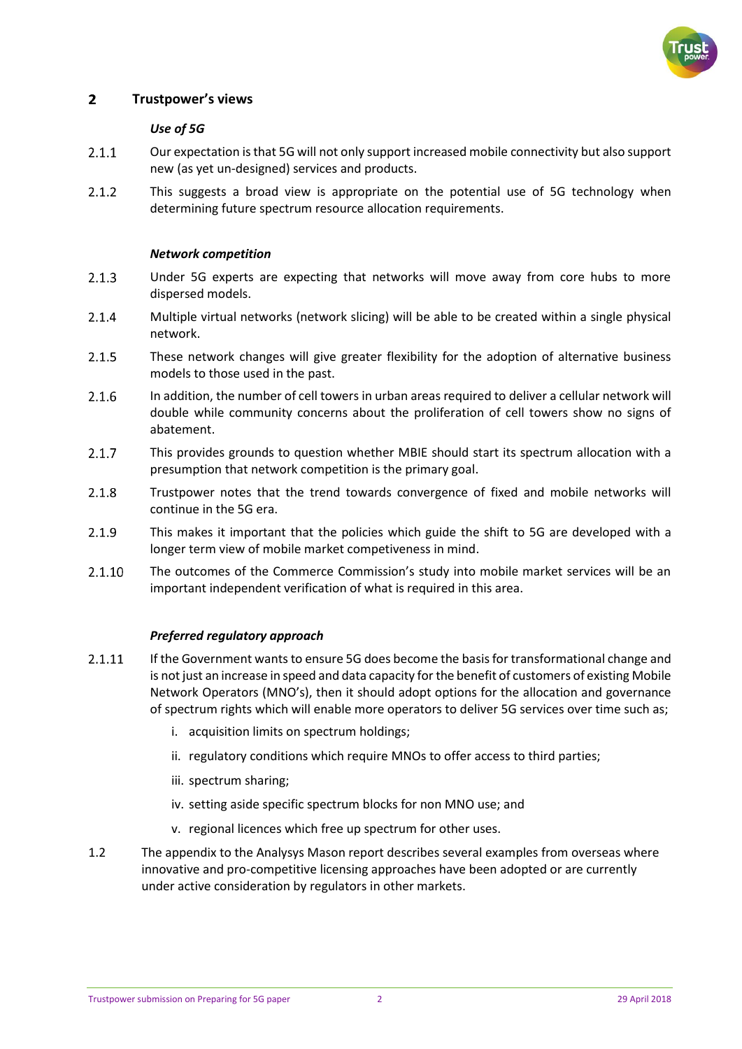## 2 Trustpower's views

### *Use of 5G*

2.1.1 Our expectation is that 5G will not only support increased mobile connectivity but also support new (as yet un-designed) services and products.

2.1.2 This suggests a broad view is appropriate on the potential use of 5G technology when determining future spectrum resource allocation requirements.

### *Network competition*

2.1.3 Under 5G experts are expecting that networks will move away from core hubs to more dispersed models.

2.1.4 Multiple virtual networks (network slicing) will be able to be created within a single physical network.

2.1.5 These network changes will give greater flexibility for the adoption of alternative business models to those used in the past.

2.1.6 In addition, the number of cell towers in urban areas required to deliver a cellular network will double while community concerns about the proliferation of cell towers show no signs of abatement.

2.1.7 This provides grounds to question whether MBIE should start its spectrum allocation with a presumption that network competition is the primary goal.

2.1.8 Trustpower notes that the trend towards convergence of fixed and mobile networks will continue in the 5G era.

2.1.9 This makes it important that the policies which guide the shift to 5G are developed with a longer term view of mobile market competiveness in mind.

2.1.10 The outcomes of the Commerce Commission's study into mobile market services will be an important independent verification of what is required in this area.

### *Preferred regulatory approach*

2.1.11 If the Government wants to ensure 5G does become the basis for transformational change and is not just an increase in speed and data capacity for the benefit of customers of existing Mobile Network Operators (MNO's), then it should adopt options for the allocation and governance of spectrum rights which will enable more operators to deliver 5G services over time such as;

   i. acquisition limits on spectrum holdings;

   ii. regulatory conditions which require MNOs to offer access to third parties;

   iii. spectrum sharing;

   iv. setting aside specific spectrum blocks for non MNO use; and

   v. regional licences which free up spectrum for other uses.

1.2 The appendix to the Analysys Mason report describes several examples from overseas where innovative and pro-competitive licensing approaches have been adopted or are currently under active consideration by regulators in other markets.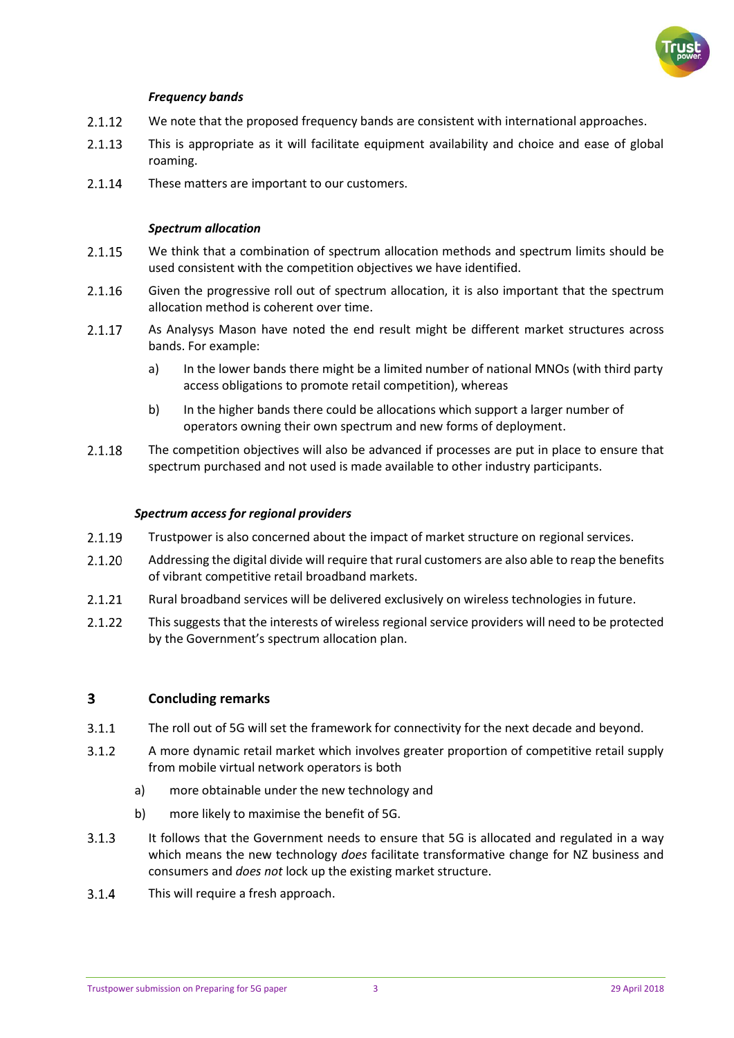#### *Frequency bands*

2.1.12 We note that the proposed frequency bands are consistent with international approaches.

2.1.13 This is appropriate as it will facilitate equipment availability and choice and ease of global roaming.

2.1.14 These matters are important to our customers.

#### *Spectrum allocation*

2.1.15 We think that a combination of spectrum allocation methods and spectrum limits should be used consistent with the competition objectives we have identified.

2.1.16 Given the progressive roll out of spectrum allocation, it is also important that the spectrum allocation method is coherent over time.

2.1.17 As Analysys Mason have noted the end result might be different market structures across bands. For example:

a) In the lower bands there might be a limited number of national MNOs (with third party access obligations to promote retail competition), whereas

b) In the higher bands there could be allocations which support a larger number of operators owning their own spectrum and new forms of deployment.

2.1.18 The competition objectives will also be advanced if processes are put in place to ensure that spectrum purchased and not used is made available to other industry participants.

#### *Spectrum access for regional providers*

2.1.19 Trustpower is also concerned about the impact of market structure on regional services.

2.1.20 Addressing the digital divide will require that rural customers are also able to reap the benefits of vibrant competitive retail broadband markets.

2.1.21 Rural broadband services will be delivered exclusively on wireless technologies in future.

2.1.22 This suggests that the interests of wireless regional service providers will need to be protected by the Government's spectrum allocation plan.

## 3 Concluding remarks

3.1.1 The roll out of 5G will set the framework for connectivity for the next decade and beyond.

3.1.2 A more dynamic retail market which involves greater proportion of competitive retail supply from mobile virtual network operators is both

a) more obtainable under the new technology and

b) more likely to maximise the benefit of 5G.

3.1.3 It follows that the Government needs to ensure that 5G is allocated and regulated in a way which means the new technology *does* facilitate transformative change for NZ business and consumers and *does not* lock up the existing market structure.

3.1.4 This will require a fresh approach.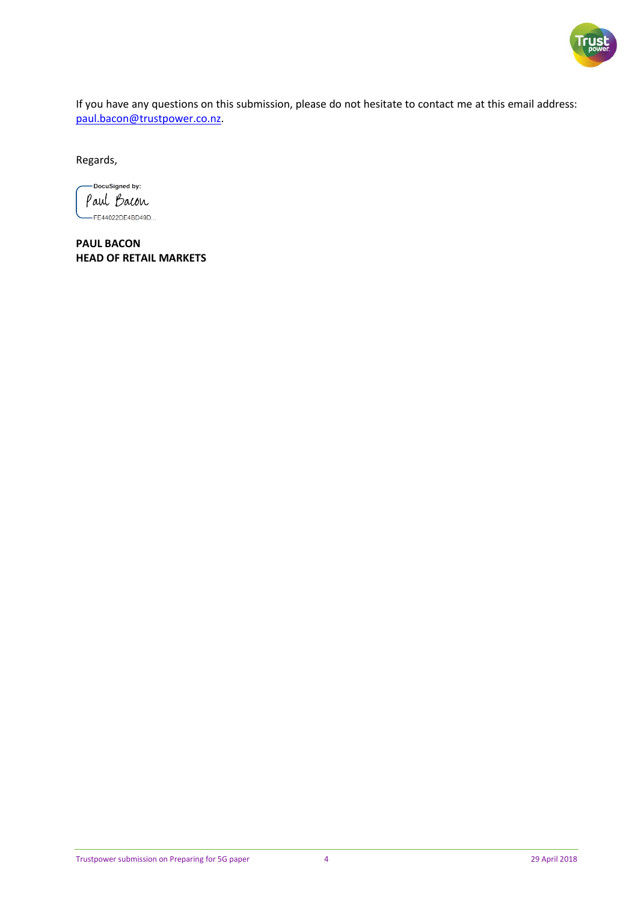If you have any questions on this submission, please do not hesitate to contact me at this email address: paul.bacon@trustpower.co.nz.

Regards,

DocuSigned by:
Paul Bacon
FE44022DE4BD49D...

**PAUL BACON**
**HEAD OF RETAIL MARKETS**